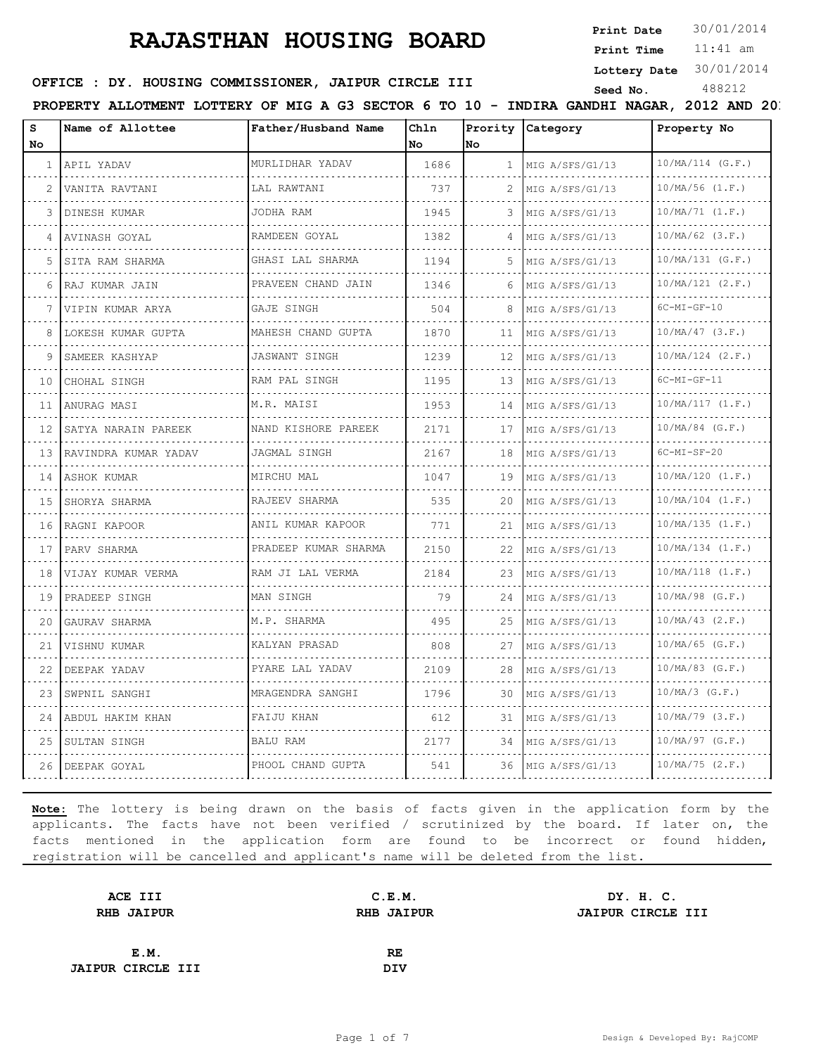# RAJASTHAN HOUSING BOARD

**Print Date** 30/01/2014
**Print Time** 11:41 am
**Lottery Date** 30/01/2014
**Seed No.** 488212

**OFFICE : DY. HOUSING COMMISSIONER, JAIPUR CIRCLE III**

**PROPERTY ALLOTMENT LOTTERY OF MIG A G3 SECTOR 6 TO 10 - INDIRA GANDHI NAGAR, 2012 AND 20**

| S No | Name of Allottee | Father/Husband Name | Chln No | Prority No | Category | Property No |
|---|---|---|---|---|---|---|
| 1 | APIL YADAV | MURLIDHAR YADAV | 1686 | 1 | MIG A/SFS/G1/13 | 10/MA/114 (G.F.) |
| 2 | VANITA RAVTANI | LAL RAWTANI | 737 | 2 | MIG A/SFS/G1/13 | 10/MA/56 (1.F.) |
| 3 | DINESH KUMAR | JODHA RAM | 1945 | 3 | MIG A/SFS/G1/13 | 10/MA/71 (1.F.) |
| 4 | AVINASH GOYAL | RAMDEEN GOYAL | 1382 | 4 | MIG A/SFS/G1/13 | 10/MA/62 (3.F.) |
| 5 | SITA RAM SHARMA | GHASI LAL SHARMA | 1194 | 5 | MIG A/SFS/G1/13 | 10/MA/131 (G.F.) |
| 6 | RAJ KUMAR JAIN | PRAVEEN CHAND JAIN | 1346 | 6 | MIG A/SFS/G1/13 | 10/MA/121 (2.F.) |
| 7 | VIPIN KUMAR ARYA | GAJE SINGH | 504 | 8 | MIG A/SFS/G1/13 | 6C-MI-GF-10 |
| 8 | LOKESH KUMAR GUPTA | MAHESH CHAND GUPTA | 1870 | 11 | MIG A/SFS/G1/13 | 10/MA/47 (3.F.) |
| 9 | SAMEER KASHYAP | JASWANT SINGH | 1239 | 12 | MIG A/SFS/G1/13 | 10/MA/124 (2.F.) |
| 10 | CHOHAL SINGH | RAM PAL SINGH | 1195 | 13 | MIG A/SFS/G1/13 | 6C-MI-GF-11 |
| 11 | ANURAG MASI | M.R. MAISI | 1953 | 14 | MIG A/SFS/G1/13 | 10/MA/117 (1.F.) |
| 12 | SATYA NARAIN PAREEK | NAND KISHORE PAREEK | 2171 | 17 | MIG A/SFS/G1/13 | 10/MA/84 (G.F.) |
| 13 | RAVINDRA KUMAR YADAV | JAGMAL SINGH | 2167 | 18 | MIG A/SFS/G1/13 | 6C-MI-SF-20 |
| 14 | ASHOK KUMAR | MIRCHU MAL | 1047 | 19 | MIG A/SFS/G1/13 | 10/MA/120 (1.F.) |
| 15 | SHORYA SHARMA | RAJEEV SHARMA | 535 | 20 | MIG A/SFS/G1/13 | 10/MA/104 (1.F.) |
| 16 | RAGNI KAPOOR | ANIL KUMAR KAPOOR | 771 | 21 | MIG A/SFS/G1/13 | 10/MA/135 (1.F.) |
| 17 | PARV SHARMA | PRADEEP KUMAR SHARMA | 2150 | 22 | MIG A/SFS/G1/13 | 10/MA/134 (1.F.) |
| 18 | VIJAY KUMAR VERMA | RAM JI LAL VERMA | 2184 | 23 | MIG A/SFS/G1/13 | 10/MA/118 (1.F.) |
| 19 | PRADEEP SINGH | MAN SINGH | 79 | 24 | MIG A/SFS/G1/13 | 10/MA/98 (G.F.) |
| 20 | GAURAV SHARMA | M.P. SHARMA | 495 | 25 | MIG A/SFS/G1/13 | 10/MA/43 (2.F.) |
| 21 | VISHNU KUMAR | KALYAN PRASAD | 808 | 27 | MIG A/SFS/G1/13 | 10/MA/65 (G.F.) |
| 22 | DEEPAK YADAV | PYARE LAL YADAV | 2109 | 28 | MIG A/SFS/G1/13 | 10/MA/83 (G.F.) |
| 23 | SWPNIL SANGHI | MRAGENDRA SANGHI | 1796 | 30 | MIG A/SFS/G1/13 | 10/MA/3 (G.F.) |
| 24 | ABDUL HAKIM KHAN | FAIJU KHAN | 612 | 31 | MIG A/SFS/G1/13 | 10/MA/79 (3.F.) |
| 25 | SULTAN SINGH | BALU RAM | 2177 | 34 | MIG A/SFS/G1/13 | 10/MA/97 (G.F.) |
| 26 | DEEPAK GOYAL | PHOOL CHAND GUPTA | 541 | 36 | MIG A/SFS/G1/13 | 10/MA/75 (2.F.) |

**Note:** The lottery is being drawn on the basis of facts given in the application form by the applicants. The facts have not been verified / scrutinized by the board. If later on, the facts mentioned in the application form are found to be incorrect or found hidden, registration will be cancelled and applicant's name will be deleted from the list.

**ACE III**
**RHB JAIPUR**

**C.E.M.**
**RHB JAIPUR**

**DY. H. C.**
**JAIPUR CIRCLE III**

**E.M.**
**JAIPUR CIRCLE III**

**RE**
**DIV**

Design & Developed By: RajCOMP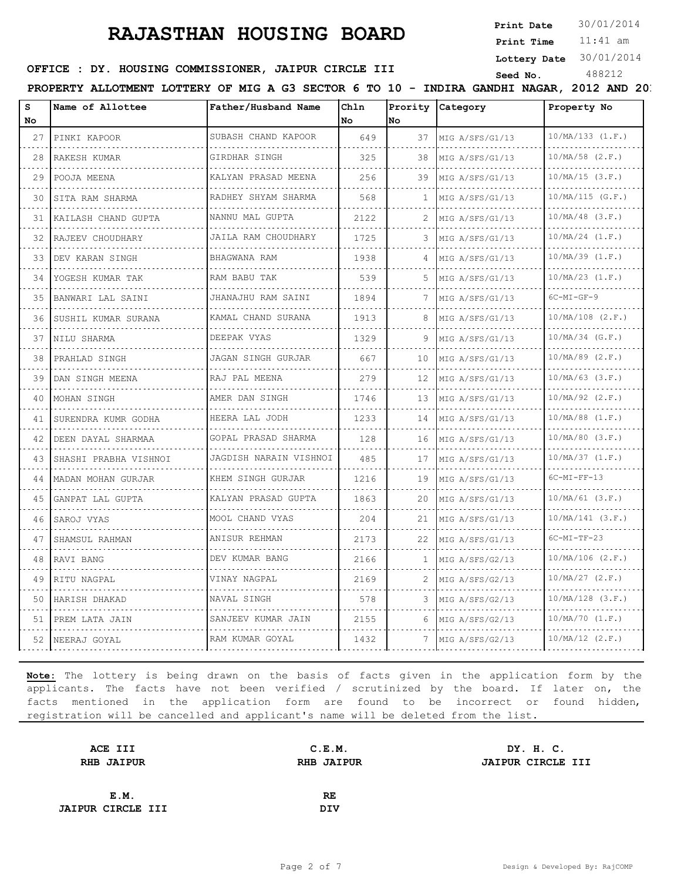# RAJASTHAN HOUSING BOARD

**Print Date** 30/01/2014
**Print Time** 11:41 am
**Lottery Date** 30/01/2014
**Seed No.** 488212

**OFFICE : DY. HOUSING COMMISSIONER, JAIPUR CIRCLE III**

**PROPERTY ALLOTMENT LOTTERY OF MIG A G3 SECTOR 6 TO 10 - INDIRA GANDHI NAGAR, 2012 AND 20**

| S No | Name of Allottee | Father/Husband Name | Chln No | Prority No | Category | Property No |
|---|---|---|---|---|---|---|
| 27 | PINKI KAPOOR | SUBASH CHAND KAPOOR | 649 | 37 | MIG A/SFS/G1/13 | 10/MA/133 (1.F.) |
| 28 | RAKESH KUMAR | GIRDHAR SINGH | 325 | 38 | MIG A/SFS/G1/13 | 10/MA/58 (2.F.) |
| 29 | POOJA MEENA | KALYAN PRASAD MEENA | 256 | 39 | MIG A/SFS/G1/13 | 10/MA/15 (3.F.) |
| 30 | SITA RAM SHARMA | RADHEY SHYAM SHARMA | 568 | 1 | MIG A/SFS/G1/13 | 10/MA/115 (G.F.) |
| 31 | KAILASH CHAND GUPTA | NANNU MAL GUPTA | 2122 | 2 | MIG A/SFS/G1/13 | 10/MA/48 (3.F.) |
| 32 | RAJEEV CHOUDHARY | JAILA RAM CHOUDHARY | 1725 | 3 | MIG A/SFS/G1/13 | 10/MA/24 (1.F.) |
| 33 | DEV KARAN SINGH | BHAGWANA RAM | 1938 | 4 | MIG A/SFS/G1/13 | 10/MA/39 (1.F.) |
| 34 | YOGESH KUMAR TAK | RAM BABU TAK | 539 | 5 | MIG A/SFS/G1/13 | 10/MA/23 (1.F.) |
| 35 | BANWARI LAL SAINI | JHANAJHU RAM SAINI | 1894 | 7 | MIG A/SFS/G1/13 | 6C-MI-GF-9 |
| 36 | SUSHIL KUMAR SURANA | KAMAL CHAND SURANA | 1913 | 8 | MIG A/SFS/G1/13 | 10/MA/108 (2.F.) |
| 37 | NILU SHARMA | DEEPAK VYAS | 1329 | 9 | MIG A/SFS/G1/13 | 10/MA/34 (G.F.) |
| 38 | PRAHLAD SINGH | JAGAN SINGH GURJAR | 667 | 10 | MIG A/SFS/G1/13 | 10/MA/89 (2.F.) |
| 39 | DAN SINGH MEENA | RAJ PAL MEENA | 279 | 12 | MIG A/SFS/G1/13 | 10/MA/63 (3.F.) |
| 40 | MOHAN SINGH | AMER DAN SINGH | 1746 | 13 | MIG A/SFS/G1/13 | 10/MA/92 (2.F.) |
| 41 | SURENDRA KUMR GODHA | HEERA LAL JODH | 1233 | 14 | MIG A/SFS/G1/13 | 10/MA/88 (1.F.) |
| 42 | DEEN DAYAL SHARMAA | GOPAL PRASAD SHARMA | 128 | 16 | MIG A/SFS/G1/13 | 10/MA/80 (3.F.) |
| 43 | SHASHI PRABHA VISHNOI | JAGDISH NARAIN VISHNOI | 485 | 17 | MIG A/SFS/G1/13 | 10/MA/37 (1.F.) |
| 44 | MADAN MOHAN GURJAR | KHEM SINGH GURJAR | 1216 | 19 | MIG A/SFS/G1/13 | 6C-MI-FF-13 |
| 45 | GANPAT LAL GUPTA | KALYAN PRASAD GUPTA | 1863 | 20 | MIG A/SFS/G1/13 | 10/MA/61 (3.F.) |
| 46 | SAROJ VYAS | MOOL CHAND VYAS | 204 | 21 | MIG A/SFS/G1/13 | 10/MA/141 (3.F.) |
| 47 | SHAMSUL RAHMAN | ANISUR REHMAN | 2173 | 22 | MIG A/SFS/G1/13 | 6C-MI-TF-23 |
| 48 | RAVI BANG | DEV KUMAR BANG | 2166 | 1 | MIG A/SFS/G2/13 | 10/MA/106 (2.F.) |
| 49 | RITU NAGPAL | VINAY NAGPAL | 2169 | 2 | MIG A/SFS/G2/13 | 10/MA/27 (2.F.) |
| 50 | HARISH DHAKAD | NAVAL SINGH | 578 | 3 | MIG A/SFS/G2/13 | 10/MA/128 (3.F.) |
| 51 | PREM LATA JAIN | SANJEEV KUMAR JAIN | 2155 | 6 | MIG A/SFS/G2/13 | 10/MA/70 (1.F.) |
| 52 | NEERAJ GOYAL | RAM KUMAR GOYAL | 1432 | 7 | MIG A/SFS/G2/13 | 10/MA/12 (2.F.) |

**Note:** The lottery is being drawn on the basis of facts given in the application form by the applicants. The facts have not been verified / scrutinized by the board. If later on, the facts mentioned in the application form are found to be incorrect or found hidden, registration will be cancelled and applicant's name will be deleted from the list.

| **ACE III**<br>**RHB JAIPUR** | **C.E.M.**<br>**RHB JAIPUR** | **DY. H. C.**<br>**JAIPUR CIRCLE III** |
|---|---|---|
| **E.M.**<br>**JAIPUR CIRCLE III** | **RE**<br>**DIV** | |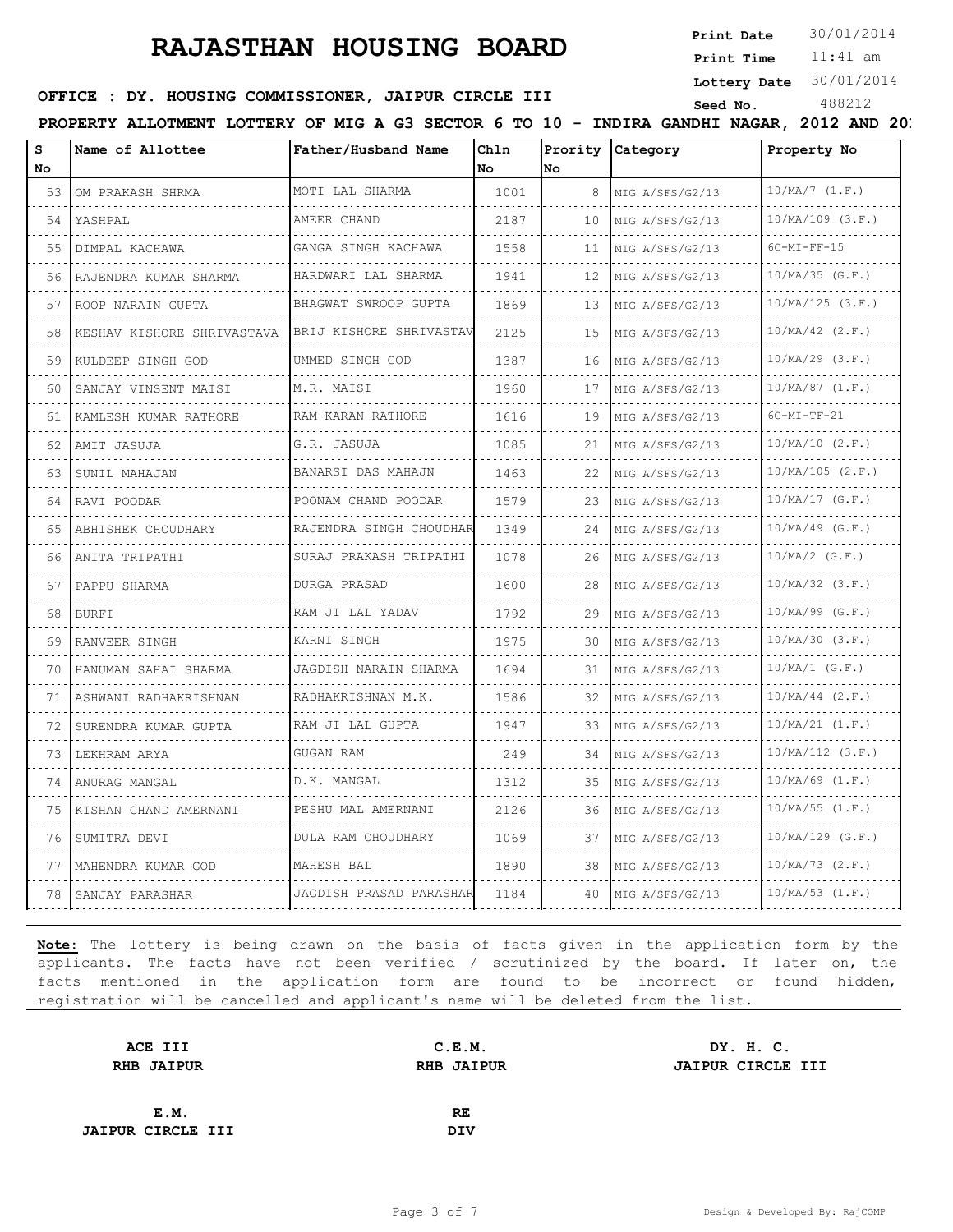# RAJASTHAN HOUSING BOARD

**Print Date** 30/01/2014
**Print Time** 11:41 am
**Lottery Date** 30/01/2014
**Seed No.** 488212

**OFFICE : DY. HOUSING COMMISSIONER, JAIPUR CIRCLE III**

**PROPERTY ALLOTMENT LOTTERY OF MIG A G3 SECTOR 6 TO 10 - INDIRA GANDHI NAGAR, 2012 AND 20**

| S No | Name of Allottee | Father/Husband Name | Chln No | Prority No | Category | Property No |
|---|---|---|---|---|---|---|
| 53 | OM PRAKASH SHRMA | MOTI LAL SHARMA | 1001 | 8 | MIG A/SFS/G2/13 | 10/MA/7 (1.F.) |
| 54 | YASHPAL | AMEER CHAND | 2187 | 10 | MIG A/SFS/G2/13 | 10/MA/109 (3.F.) |
| 55 | DIMPAL KACHAWA | GANGA SINGH KACHAWA | 1558 | 11 | MIG A/SFS/G2/13 | 6C-MI-FF-15 |
| 56 | RAJENDRA KUMAR SHARMA | HARDWARI LAL SHARMA | 1941 | 12 | MIG A/SFS/G2/13 | 10/MA/35 (G.F.) |
| 57 | ROOP NARAIN GUPTA | BHAGWAT SWROOP GUPTA | 1869 | 13 | MIG A/SFS/G2/13 | 10/MA/125 (3.F.) |
| 58 | KESHAV KISHORE SHRIVASTAVA | BRIJ KISHORE SHRIVASTAV | 2125 | 15 | MIG A/SFS/G2/13 | 10/MA/42 (2.F.) |
| 59 | KULDEEP SINGH GOD | UMMED SINGH GOD | 1387 | 16 | MIG A/SFS/G2/13 | 10/MA/29 (3.F.) |
| 60 | SANJAY VINSENT MAISI | M.R. MAISI | 1960 | 17 | MIG A/SFS/G2/13 | 10/MA/87 (1.F.) |
| 61 | KAMLESH KUMAR RATHORE | RAM KARAN RATHORE | 1616 | 19 | MIG A/SFS/G2/13 | 6C-MI-TF-21 |
| 62 | AMIT JASUJA | G.R. JASUJA | 1085 | 21 | MIG A/SFS/G2/13 | 10/MA/10 (2.F.) |
| 63 | SUNIL MAHAJAN | BANARSI DAS MAHAJN | 1463 | 22 | MIG A/SFS/G2/13 | 10/MA/105 (2.F.) |
| 64 | RAVI POODAR | POONAM CHAND POODAR | 1579 | 23 | MIG A/SFS/G2/13 | 10/MA/17 (G.F.) |
| 65 | ABHISHEK CHOUDHARY | RAJENDRA SINGH CHOUDHAR | 1349 | 24 | MIG A/SFS/G2/13 | 10/MA/49 (G.F.) |
| 66 | ANITA TRIPATHI | SURAJ PRAKASH TRIPATHI | 1078 | 26 | MIG A/SFS/G2/13 | 10/MA/2 (G.F.) |
| 67 | PAPPU SHARMA | DURGA PRASAD | 1600 | 28 | MIG A/SFS/G2/13 | 10/MA/32 (3.F.) |
| 68 | BURFI | RAM JI LAL YADAV | 1792 | 29 | MIG A/SFS/G2/13 | 10/MA/99 (G.F.) |
| 69 | RANVEER SINGH | KARNI SINGH | 1975 | 30 | MIG A/SFS/G2/13 | 10/MA/30 (3.F.) |
| 70 | HANUMAN SAHAI SHARMA | JAGDISH NARAIN SHARMA | 1694 | 31 | MIG A/SFS/G2/13 | 10/MA/1 (G.F.) |
| 71 | ASHWANI RADHAKRISHNAN | RADHAKRISHNAN M.K. | 1586 | 32 | MIG A/SFS/G2/13 | 10/MA/44 (2.F.) |
| 72 | SURENDRA KUMAR GUPTA | RAM JI LAL GUPTA | 1947 | 33 | MIG A/SFS/G2/13 | 10/MA/21 (1.F.) |
| 73 | LEKHRAM ARYA | GUGAN RAM | 249 | 34 | MIG A/SFS/G2/13 | 10/MA/112 (3.F.) |
| 74 | ANURAG MANGAL | D.K. MANGAL | 1312 | 35 | MIG A/SFS/G2/13 | 10/MA/69 (1.F.) |
| 75 | KISHAN CHAND AMERNANI | PESHU MAL AMERNANI | 2126 | 36 | MIG A/SFS/G2/13 | 10/MA/55 (1.F.) |
| 76 | SUMITRA DEVI | DULA RAM CHOUDHARY | 1069 | 37 | MIG A/SFS/G2/13 | 10/MA/129 (G.F.) |
| 77 | MAHENDRA KUMAR GOD | MAHESH BAL | 1890 | 38 | MIG A/SFS/G2/13 | 10/MA/73 (2.F.) |
| 78 | SANJAY PARASHAR | JAGDISH PRASAD PARASHAR | 1184 | 40 | MIG A/SFS/G2/13 | 10/MA/53 (1.F.) |

**Note:** The lottery is being drawn on the basis of facts given in the application form by the applicants. The facts have not been verified / scrutinized by the board. If later on, the facts mentioned in the application form are found to be incorrect or found hidden, registration will be cancelled and applicant's name will be deleted from the list.

| | | |
|---|---|---|
| **ACE III**<br>**RHB JAIPUR** | **C.E.M.**<br>**RHB JAIPUR** | **DY. H. C.**<br>**JAIPUR CIRCLE III** |
| **E.M.**<br>**JAIPUR CIRCLE III** | **RE**<br>**DIV** | |

Design & Developed By: RajCOMP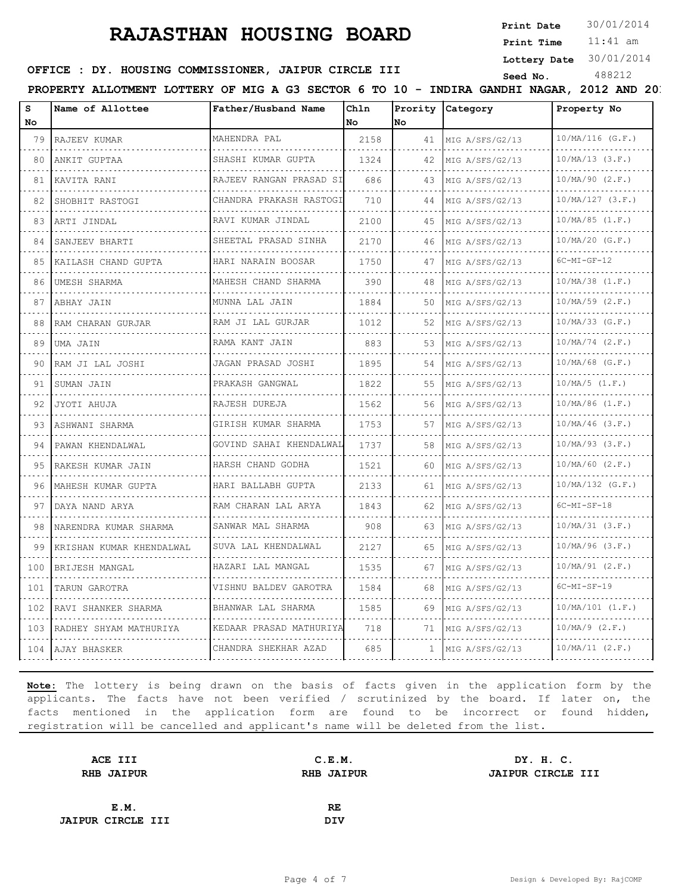# RAJASTHAN HOUSING BOARD

**Print Date** 30/01/2014
**Print Time** 11:41 am
**Lottery Date** 30/01/2014
**Seed No.** 488212

**OFFICE : DY. HOUSING COMMISSIONER, JAIPUR CIRCLE III**

**PROPERTY ALLOTMENT LOTTERY OF MIG A G3 SECTOR 6 TO 10 - INDIRA GANDHI NAGAR, 2012 AND 20**

| S No | Name of Allottee | Father/Husband Name | Chln No | Prority No | Category | Property No |
|---|---|---|---|---|---|---|
| 79 | RAJEEV KUMAR | MAHENDRA PAL | 2158 | 41 | MIG A/SFS/G2/13 | 10/MA/116 (G.F.) |
| 80 | ANKIT GUPTAA | SHASHI KUMAR GUPTA | 1324 | 42 | MIG A/SFS/G2/13 | 10/MA/13 (3.F.) |
| 81 | KAVITA RANI | RAJEEV RANGAN PRASAD SI | 686 | 43 | MIG A/SFS/G2/13 | 10/MA/90 (2.F.) |
| 82 | SHOBHIT RASTOGI | CHANDRA PRAKASH RASTOGI | 710 | 44 | MIG A/SFS/G2/13 | 10/MA/127 (3.F.) |
| 83 | ARTI JINDAL | RAVI KUMAR JINDAL | 2100 | 45 | MIG A/SFS/G2/13 | 10/MA/85 (1.F.) |
| 84 | SANJEEV BHARTI | SHEETAL PRASAD SINHA | 2170 | 46 | MIG A/SFS/G2/13 | 10/MA/20 (G.F.) |
| 85 | KAILASH CHAND GUPTA | HARI NARAIN BOOSAR | 1750 | 47 | MIG A/SFS/G2/13 | 6C-MI-GF-12 |
| 86 | UMESH SHARMA | MAHESH CHAND SHARMA | 390 | 48 | MIG A/SFS/G2/13 | 10/MA/38 (1.F.) |
| 87 | ABHAY JAIN | MUNNA LAL JAIN | 1884 | 50 | MIG A/SFS/G2/13 | 10/MA/59 (2.F.) |
| 88 | RAM CHARAN GURJAR | RAM JI LAL GURJAR | 1012 | 52 | MIG A/SFS/G2/13 | 10/MA/33 (G.F.) |
| 89 | UMA JAIN | RAMA KANT JAIN | 883 | 53 | MIG A/SFS/G2/13 | 10/MA/74 (2.F.) |
| 90 | RAM JI LAL JOSHI | JAGAN PRASAD JOSHI | 1895 | 54 | MIG A/SFS/G2/13 | 10/MA/68 (G.F.) |
| 91 | SUMAN JAIN | PRAKASH GANGWAL | 1822 | 55 | MIG A/SFS/G2/13 | 10/MA/5 (1.F.) |
| 92 | JYOTI AHUJA | RAJESH DUREJA | 1562 | 56 | MIG A/SFS/G2/13 | 10/MA/86 (1.F.) |
| 93 | ASHWANI SHARMA | GIRISH KUMAR SHARMA | 1753 | 57 | MIG A/SFS/G2/13 | 10/MA/46 (3.F.) |
| 94 | PAWAN KHENDALWAL | GOVIND SAHAI KHENDALWAL | 1737 | 58 | MIG A/SFS/G2/13 | 10/MA/93 (3.F.) |
| 95 | RAKESH KUMAR JAIN | HARSH CHAND GODHA | 1521 | 60 | MIG A/SFS/G2/13 | 10/MA/60 (2.F.) |
| 96 | MAHESH KUMAR GUPTA | HARI BALLABH GUPTA | 2133 | 61 | MIG A/SFS/G2/13 | 10/MA/132 (G.F.) |
| 97 | DAYA NAND ARYA | RAM CHARAN LAL ARYA | 1843 | 62 | MIG A/SFS/G2/13 | 6C-MI-SF-18 |
| 98 | NARENDRA KUMAR SHARMA | SANWAR MAL SHARMA | 908 | 63 | MIG A/SFS/G2/13 | 10/MA/31 (3.F.) |
| 99 | KRISHAN KUMAR KHENDALWAL | SUVA LAL KHENDALWAL | 2127 | 65 | MIG A/SFS/G2/13 | 10/MA/96 (3.F.) |
| 100 | BRIJESH MANGAL | HAZARI LAL MANGAL | 1535 | 67 | MIG A/SFS/G2/13 | 10/MA/91 (2.F.) |
| 101 | TARUN GAROTRA | VISHNU BALDEV GAROTRA | 1584 | 68 | MIG A/SFS/G2/13 | 6C-MI-SF-19 |
| 102 | RAVI SHANKER SHARMA | BHANWAR LAL SHARMA | 1585 | 69 | MIG A/SFS/G2/13 | 10/MA/101 (1.F.) |
| 103 | RADHEY SHYAM MATHURIYA | KEDAAR PRASAD MATHURIYA | 718 | 71 | MIG A/SFS/G2/13 | 10/MA/9 (2.F.) |
| 104 | AJAY BHASKER | CHANDRA SHEKHAR AZAD | 685 | 1 | MIG A/SFS/G2/13 | 10/MA/11 (2.F.) |

**Note:** The lottery is being drawn on the basis of facts given in the application form by the applicants. The facts have not been verified / scrutinized by the board. If later on, the facts mentioned in the application form are found to be incorrect or found hidden, registration will be cancelled and applicant's name will be deleted from the list.

**ACE III**
**RHB JAIPUR**

**C.E.M.**
**RHB JAIPUR**

**DY. H. C.**
**JAIPUR CIRCLE III**

**E.M.**
**JAIPUR CIRCLE III**

**RE**
**DIV**

Design & Developed By: RajCOMP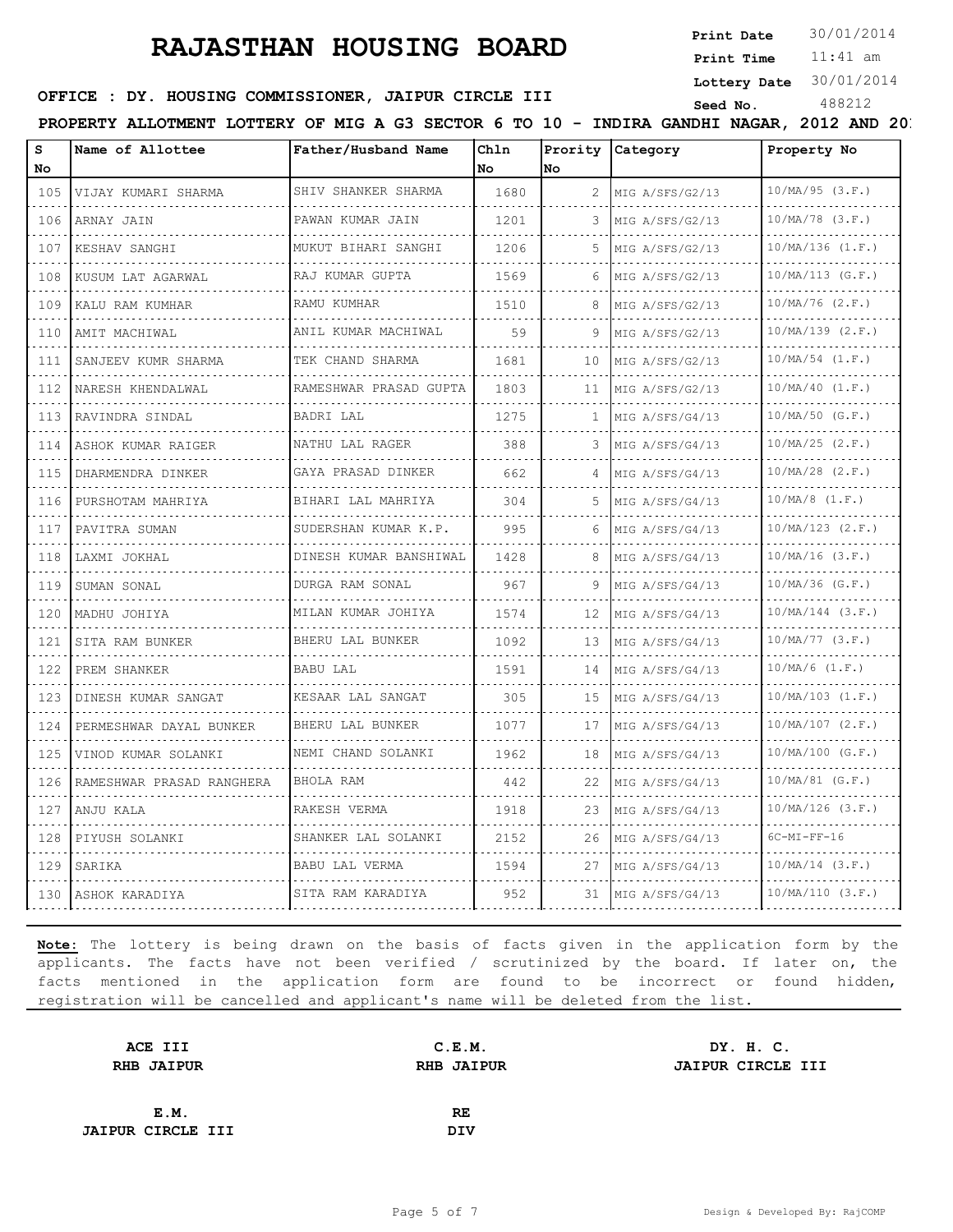# RAJASTHAN HOUSING BOARD

**Print Date** 30/01/2014
**Print Time** 11:41 am
**Lottery Date** 30/01/2014
**Seed No.** 488212

**OFFICE : DY. HOUSING COMMISSIONER, JAIPUR CIRCLE III**

**PROPERTY ALLOTMENT LOTTERY OF MIG A G3 SECTOR 6 TO 10 - INDIRA GANDHI NAGAR, 2012 AND 20**

| S No | Name of Allottee | Father/Husband Name | Chln No | Prority No | Category | Property No |
|---|---|---|---|---|---|---|
| 105 | VIJAY KUMARI SHARMA | SHIV SHANKER SHARMA | 1680 | 2 | MIG A/SFS/G2/13 | 10/MA/95 (3.F.) |
| 106 | ARNAY JAIN | PAWAN KUMAR JAIN | 1201 | 3 | MIG A/SFS/G2/13 | 10/MA/78 (3.F.) |
| 107 | KESHAV SANGHI | MUKUT BIHARI SANGHI | 1206 | 5 | MIG A/SFS/G2/13 | 10/MA/136 (1.F.) |
| 108 | KUSUM LAT AGARWAL | RAJ KUMAR GUPTA | 1569 | 6 | MIG A/SFS/G2/13 | 10/MA/113 (G.F.) |
| 109 | KALU RAM KUMHAR | RAMU KUMHAR | 1510 | 8 | MIG A/SFS/G2/13 | 10/MA/76 (2.F.) |
| 110 | AMIT MACHIWAL | ANIL KUMAR MACHIWAL | 59 | 9 | MIG A/SFS/G2/13 | 10/MA/139 (2.F.) |
| 111 | SANJEEV KUMR SHARMA | TEK CHAND SHARMA | 1681 | 10 | MIG A/SFS/G2/13 | 10/MA/54 (1.F.) |
| 112 | NARESH KHENDALWAL | RAMESHWAR PRASAD GUPTA | 1803 | 11 | MIG A/SFS/G2/13 | 10/MA/40 (1.F.) |
| 113 | RAVINDRA SINDAL | BADRI LAL | 1275 | 1 | MIG A/SFS/G4/13 | 10/MA/50 (G.F.) |
| 114 | ASHOK KUMAR RAIGER | NATHU LAL RAGER | 388 | 3 | MIG A/SFS/G4/13 | 10/MA/25 (2.F.) |
| 115 | DHARMENDRA DINKER | GAYA PRASAD DINKER | 662 | 4 | MIG A/SFS/G4/13 | 10/MA/28 (2.F.) |
| 116 | PURSHOTAM MAHRIYA | BIHARI LAL MAHRIYA | 304 | 5 | MIG A/SFS/G4/13 | 10/MA/8 (1.F.) |
| 117 | PAVITRA SUMAN | SUDERSHAN KUMAR K.P. | 995 | 6 | MIG A/SFS/G4/13 | 10/MA/123 (2.F.) |
| 118 | LAXMI JOKHAL | DINESH KUMAR BANSHIWAL | 1428 | 8 | MIG A/SFS/G4/13 | 10/MA/16 (3.F.) |
| 119 | SUMAN SONAL | DURGA RAM SONAL | 967 | 9 | MIG A/SFS/G4/13 | 10/MA/36 (G.F.) |
| 120 | MADHU JOHIYA | MILAN KUMAR JOHIYA | 1574 | 12 | MIG A/SFS/G4/13 | 10/MA/144 (3.F.) |
| 121 | SITA RAM BUNKER | BHERU LAL BUNKER | 1092 | 13 | MIG A/SFS/G4/13 | 10/MA/77 (3.F.) |
| 122 | PREM SHANKER | BABU LAL | 1591 | 14 | MIG A/SFS/G4/13 | 10/MA/6 (1.F.) |
| 123 | DINESH KUMAR SANGAT | KESAAR LAL SANGAT | 305 | 15 | MIG A/SFS/G4/13 | 10/MA/103 (1.F.) |
| 124 | PERMESHWAR DAYAL BUNKER | BHERU LAL BUNKER | 1077 | 17 | MIG A/SFS/G4/13 | 10/MA/107 (2.F.) |
| 125 | VINOD KUMAR SOLANKI | NEMI CHAND SOLANKI | 1962 | 18 | MIG A/SFS/G4/13 | 10/MA/100 (G.F.) |
| 126 | RAMESHWAR PRASAD RANGHERA | BHOLA RAM | 442 | 22 | MIG A/SFS/G4/13 | 10/MA/81 (G.F.) |
| 127 | ANJU KALA | RAKESH VERMA | 1918 | 23 | MIG A/SFS/G4/13 | 10/MA/126 (3.F.) |
| 128 | PIYUSH SOLANKI | SHANKER LAL SOLANKI | 2152 | 26 | MIG A/SFS/G4/13 | 6C-MI-FF-16 |
| 129 | SARIKA | BABU LAL VERMA | 1594 | 27 | MIG A/SFS/G4/13 | 10/MA/14 (3.F.) |
| 130 | ASHOK KARADIYA | SITA RAM KARADIYA | 952 | 31 | MIG A/SFS/G4/13 | 10/MA/110 (3.F.) |

**Note:** The lottery is being drawn on the basis of facts given in the application form by the applicants. The facts have not been verified / scrutinized by the board. If later on, the facts mentioned in the application form are found to be incorrect or found hidden, registration will be cancelled and applicant's name will be deleted from the list.

**ACE III**
**RHB JAIPUR**

**C.E.M.**
**RHB JAIPUR**

**DY. H. C.**
**JAIPUR CIRCLE III**

**E.M.**
**JAIPUR CIRCLE III**

**RE**
**DIV**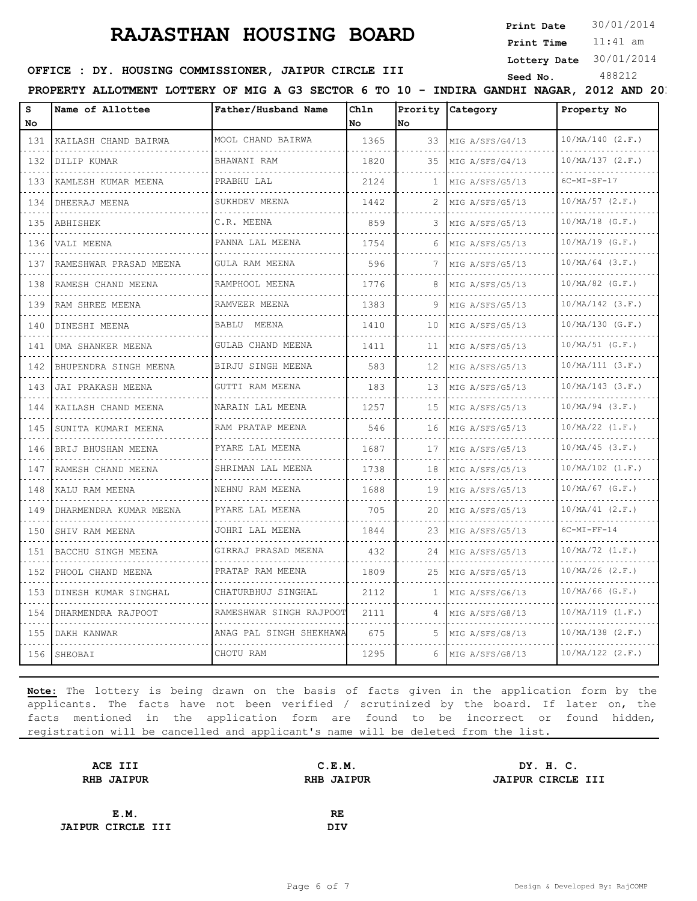# RAJASTHAN HOUSING BOARD

**Print Date** 30/01/2014
**Print Time** 11:41 am
**Lottery Date** 30/01/2014
**Seed No.** 488212

**OFFICE : DY. HOUSING COMMISSIONER, JAIPUR CIRCLE III**

**PROPERTY ALLOTMENT LOTTERY OF MIG A G3 SECTOR 6 TO 10 - INDIRA GANDHI NAGAR, 2012 AND 20**

| S No | Name of Allottee | Father/Husband Name | Chln No | Prority No | Category | Property No |
|---|---|---|---|---|---|---|
| 131 | KAILASH CHAND BAIRWA | MOOL CHAND BAIRWA | 1365 | 33 | MIG A/SFS/G4/13 | 10/MA/140 (2.F.) |
| 132 | DILIP KUMAR | BHAWANI RAM | 1820 | 35 | MIG A/SFS/G4/13 | 10/MA/137 (2.F.) |
| 133 | KAMLESH KUMAR MEENA | PRABHU LAL | 2124 | 1 | MIG A/SFS/G5/13 | 6C-MI-SF-17 |
| 134 | DHEERAJ MEENA | SUKHDEV MEENA | 1442 | 2 | MIG A/SFS/G5/13 | 10/MA/57 (2.F.) |
| 135 | ABHISHEK | C.R. MEENA | 859 | 3 | MIG A/SFS/G5/13 | 10/MA/18 (G.F.) |
| 136 | VALI MEENA | PANNA LAL MEENA | 1754 | 6 | MIG A/SFS/G5/13 | 10/MA/19 (G.F.) |
| 137 | RAMESHWAR PRASAD MEENA | GULA RAM MEENA | 596 | 7 | MIG A/SFS/G5/13 | 10/MA/64 (3.F.) |
| 138 | RAMESH CHAND MEENA | RAMPHOOL MEENA | 1776 | 8 | MIG A/SFS/G5/13 | 10/MA/82 (G.F.) |
| 139 | RAM SHREE MEENA | RAMVEER MEENA | 1383 | 9 | MIG A/SFS/G5/13 | 10/MA/142 (3.F.) |
| 140 | DINESHI MEENA | BABLU MEENA | 1410 | 10 | MIG A/SFS/G5/13 | 10/MA/130 (G.F.) |
| 141 | UMA SHANKER MEENA | GULAB CHAND MEENA | 1411 | 11 | MIG A/SFS/G5/13 | 10/MA/51 (G.F.) |
| 142 | BHUPENDRA SINGH MEENA | BIRJU SINGH MEENA | 583 | 12 | MIG A/SFS/G5/13 | 10/MA/111 (3.F.) |
| 143 | JAI PRAKASH MEENA | GUTTI RAM MEENA | 183 | 13 | MIG A/SFS/G5/13 | 10/MA/143 (3.F.) |
| 144 | KAILASH CHAND MEENA | NARAIN LAL MEENA | 1257 | 15 | MIG A/SFS/G5/13 | 10/MA/94 (3.F.) |
| 145 | SUNITA KUMARI MEENA | RAM PRATAP MEENA | 546 | 16 | MIG A/SFS/G5/13 | 10/MA/22 (1.F.) |
| 146 | BRIJ BHUSHAN MEENA | PYARE LAL MEENA | 1687 | 17 | MIG A/SFS/G5/13 | 10/MA/45 (3.F.) |
| 147 | RAMESH CHAND MEENA | SHRIMAN LAL MEENA | 1738 | 18 | MIG A/SFS/G5/13 | 10/MA/102 (1.F.) |
| 148 | KALU RAM MEENA | NEHNU RAM MEENA | 1688 | 19 | MIG A/SFS/G5/13 | 10/MA/67 (G.F.) |
| 149 | DHARMENDRA KUMAR MEENA | PYARE LAL MEENA | 705 | 20 | MIG A/SFS/G5/13 | 10/MA/41 (2.F.) |
| 150 | SHIV RAM MEENA | JOHRI LAL MEENA | 1844 | 23 | MIG A/SFS/G5/13 | 6C-MI-FF-14 |
| 151 | BACCHU SINGH MEENA | GIRRAJ PRASAD MEENA | 432 | 24 | MIG A/SFS/G5/13 | 10/MA/72 (1.F.) |
| 152 | PHOOL CHAND MEENA | PRATAP RAM MEENA | 1809 | 25 | MIG A/SFS/G5/13 | 10/MA/26 (2.F.) |
| 153 | DINESH KUMAR SINGHAL | CHATURBHUJ SINGHAL | 2112 | 1 | MIG A/SFS/G6/13 | 10/MA/66 (G.F.) |
| 154 | DHARMENDRA RAJPOOT | RAMESHWAR SINGH RAJPOOT | 2111 | 4 | MIG A/SFS/G8/13 | 10/MA/119 (1.F.) |
| 155 | DAKH KANWAR | ANAG PAL SINGH SHEKHAWA | 675 | 5 | MIG A/SFS/G8/13 | 10/MA/138 (2.F.) |
| 156 | SHEOBAI | CHOTU RAM | 1295 | 6 | MIG A/SFS/G8/13 | 10/MA/122 (2.F.) |

**Note:** The lottery is being drawn on the basis of facts given in the application form by the applicants. The facts have not been verified / scrutinized by the board. If later on, the facts mentioned in the application form are found to be incorrect or found hidden, registration will be cancelled and applicant's name will be deleted from the list.

| ACE III RHB JAIPUR | C.E.M. RHB JAIPUR | DY. H. C. JAIPUR CIRCLE III |
|---|---|---|
| E.M. JAIPUR CIRCLE III | RE DIV | |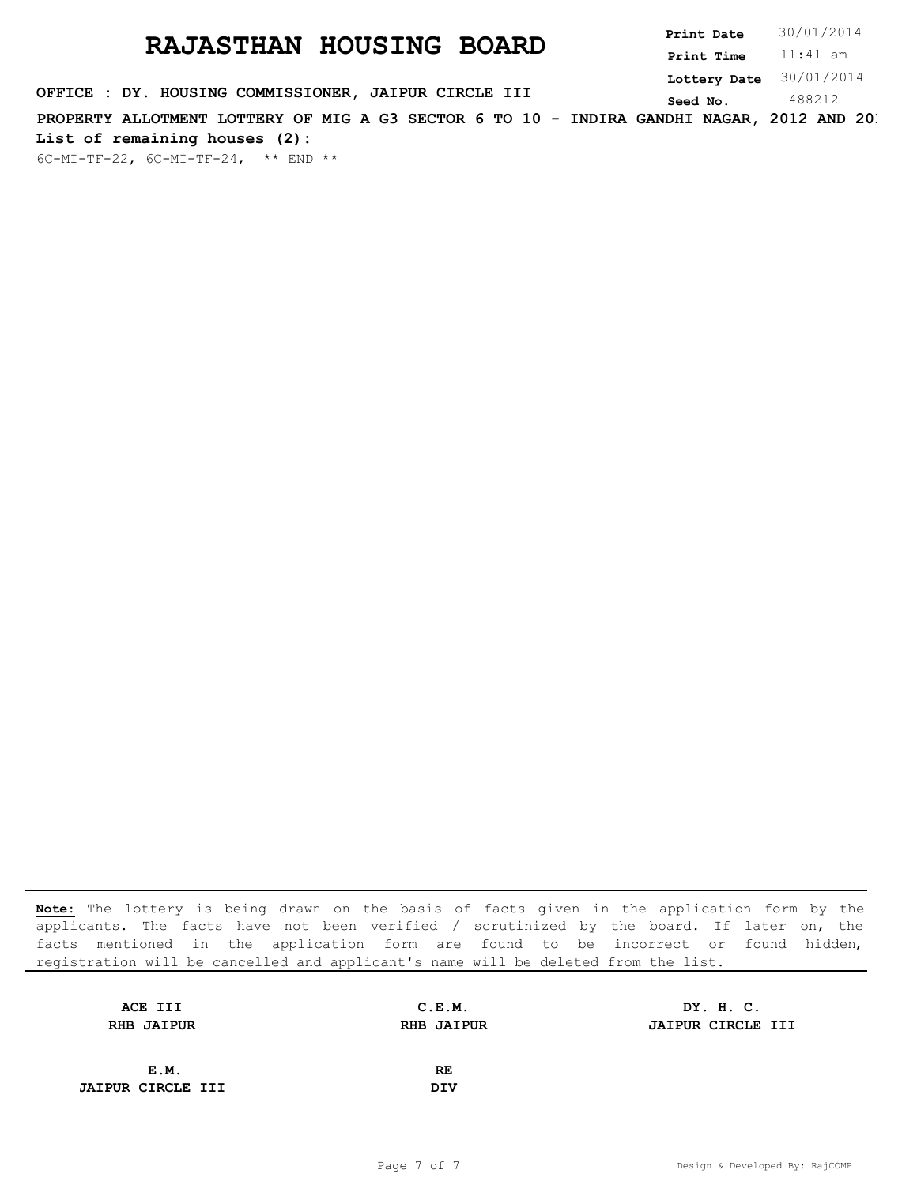# RAJASTHAN HOUSING BOARD

**Print Date** 30/01/2014
**Print Time** 11:41 am
**Lottery Date** 30/01/2014
**Seed No.** 488212

**OFFICE : DY. HOUSING COMMISSIONER, JAIPUR CIRCLE III**

**PROPERTY ALLOTMENT LOTTERY OF MIG A G3 SECTOR 6 TO 10 - INDIRA GANDHI NAGAR, 2012 AND 20**

**List of remaining houses (2):**

6C-MI-TF-22, 6C-MI-TF-24, ** END **

---

**Note:** The lottery is being drawn on the basis of facts given in the application form by the applicants. The facts have not been verified / scrutinized by the board. If later on, the facts mentioned in the application form are found to be incorrect or found hidden, registration will be cancelled and applicant's name will be deleted from the list.

---

| | | |
|---|---|---|
| **ACE III**<br>**RHB JAIPUR** | **C.E.M.**<br>**RHB JAIPUR** | **DY. H. C.**<br>**JAIPUR CIRCLE III** |
| **E.M.**<br>**JAIPUR CIRCLE III** | **RE**<br>**DIV** | |

Design & Developed By: RajCOMP